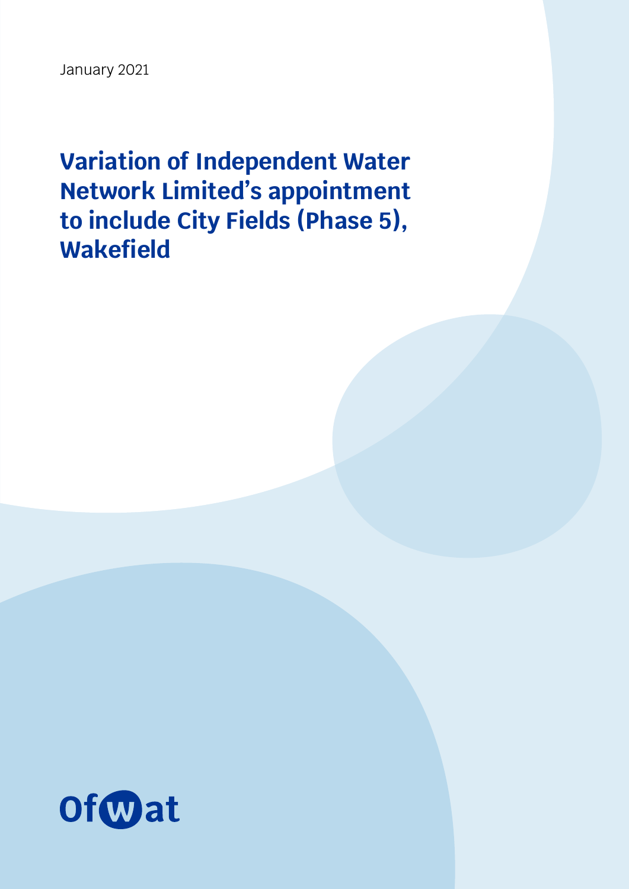January 2021

# Variation of Independent Water Network Limited's appointment to include City Fields (Phase 5), Wakefield

Ofwat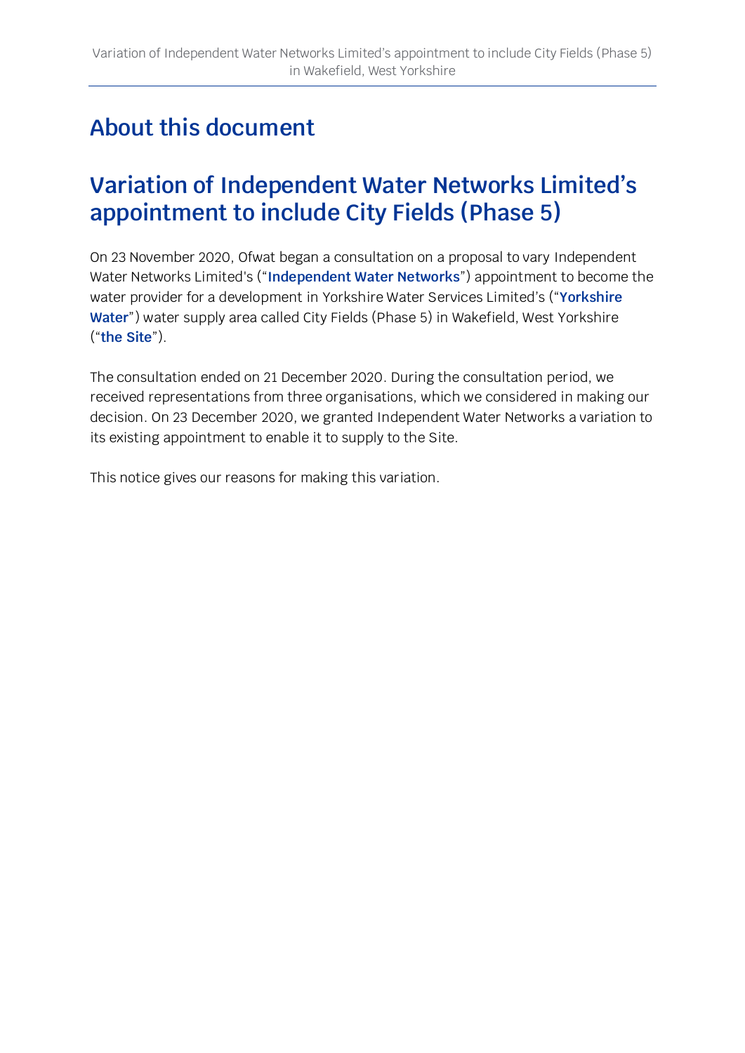# About this document

## Variation of Independent Water Networks Limited's appointment to include City Fields (Phase 5)

On 23 November 2020, Ofwat began a consultation on a proposal to vary Independent Water Networks Limited's ("**Independent Water Networks**") appointment to become the water provider for a development in Yorkshire Water Services Limited's ("**Yorkshire Water**") water supply area called City Fields (Phase 5) in Wakefield, West Yorkshire ("**the Site**").

The consultation ended on 21 December 2020. During the consultation period, we received representations from three organisations, which we considered in making our decision. On 23 December 2020, we granted Independent Water Networks a variation to its existing appointment to enable it to supply to the Site.

This notice gives our reasons for making this variation.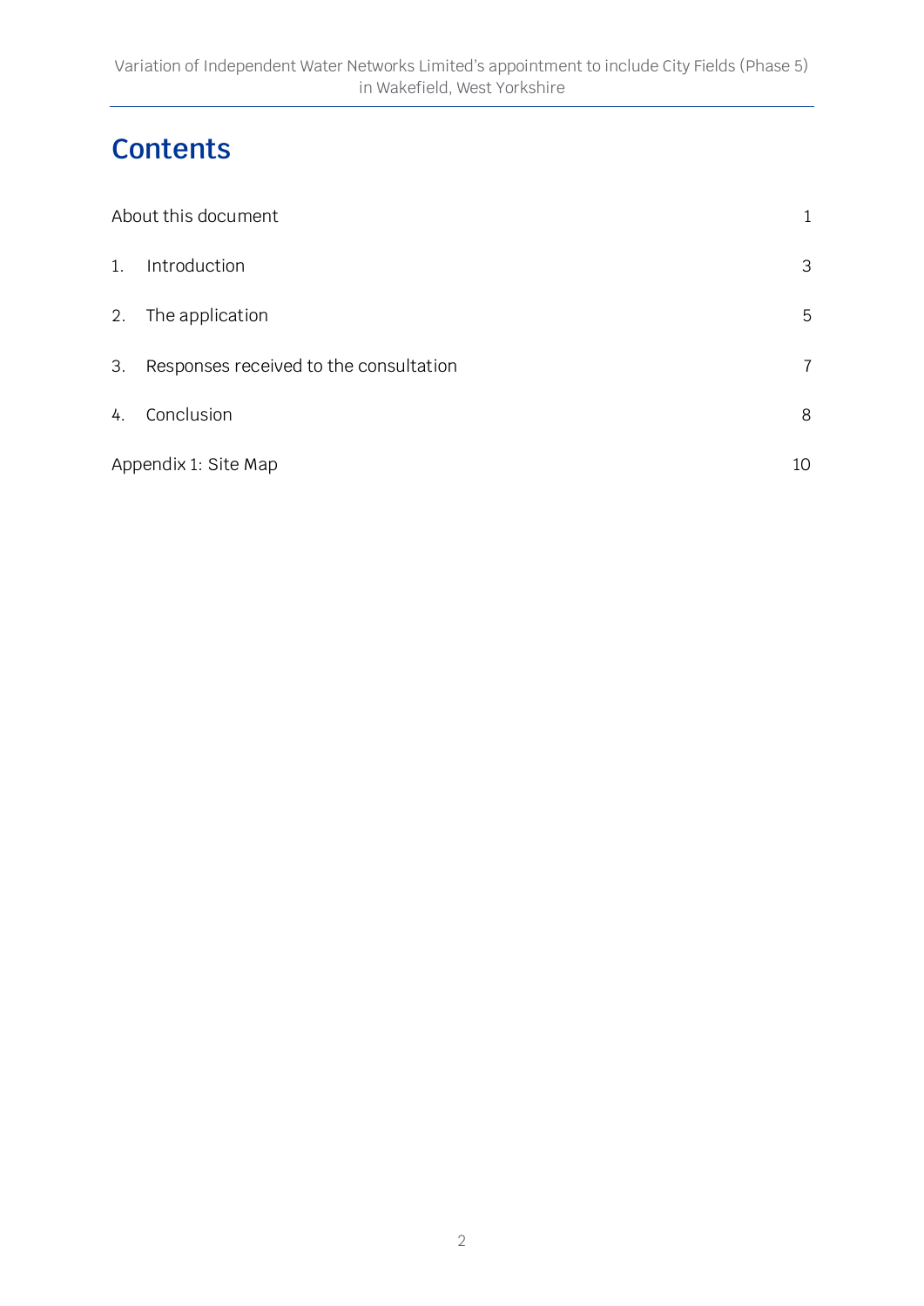# Contents

About this document 1

1. Introduction 3

2. The application 5

3. Responses received to the consultation 7

4. Conclusion 8

Appendix 1: Site Map 10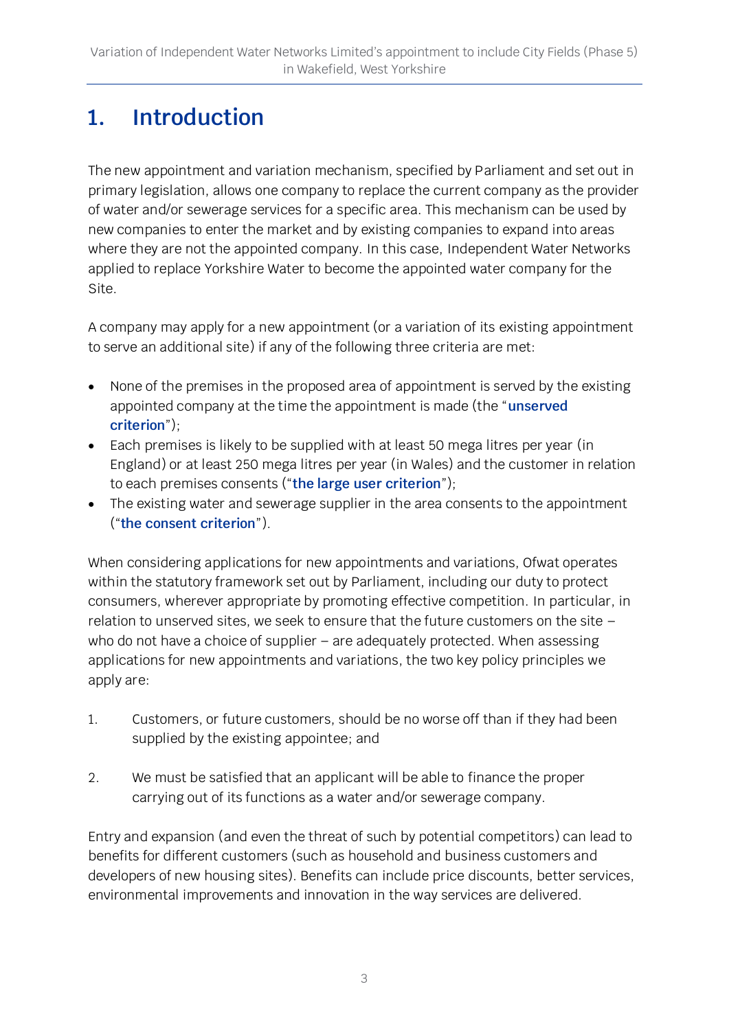# 1. Introduction

The new appointment and variation mechanism, specified by Parliament and set out in primary legislation, allows one company to replace the current company as the provider of water and/or sewerage services for a specific area. This mechanism can be used by new companies to enter the market and by existing companies to expand into areas where they are not the appointed company. In this case, Independent Water Networks applied to replace Yorkshire Water to become the appointed water company for the Site.

A company may apply for a new appointment (or a variation of its existing appointment to serve an additional site) if any of the following three criteria are met:

- None of the premises in the proposed area of appointment is served by the existing appointed company at the time the appointment is made (the "**unserved criterion**");
- Each premises is likely to be supplied with at least 50 mega litres per year (in England) or at least 250 mega litres per year (in Wales) and the customer in relation to each premises consents ("**the large user criterion**");
- The existing water and sewerage supplier in the area consents to the appointment ("**the consent criterion**").

When considering applications for new appointments and variations, Ofwat operates within the statutory framework set out by Parliament, including our duty to protect consumers, wherever appropriate by promoting effective competition. In particular, in relation to unserved sites, we seek to ensure that the future customers on the site – who do not have a choice of supplier – are adequately protected. When assessing applications for new appointments and variations, the two key policy principles we apply are:

1. Customers, or future customers, should be no worse off than if they had been supplied by the existing appointee; and

2. We must be satisfied that an applicant will be able to finance the proper carrying out of its functions as a water and/or sewerage company.

Entry and expansion (and even the threat of such by potential competitors) can lead to benefits for different customers (such as household and business customers and developers of new housing sites). Benefits can include price discounts, better services, environmental improvements and innovation in the way services are delivered.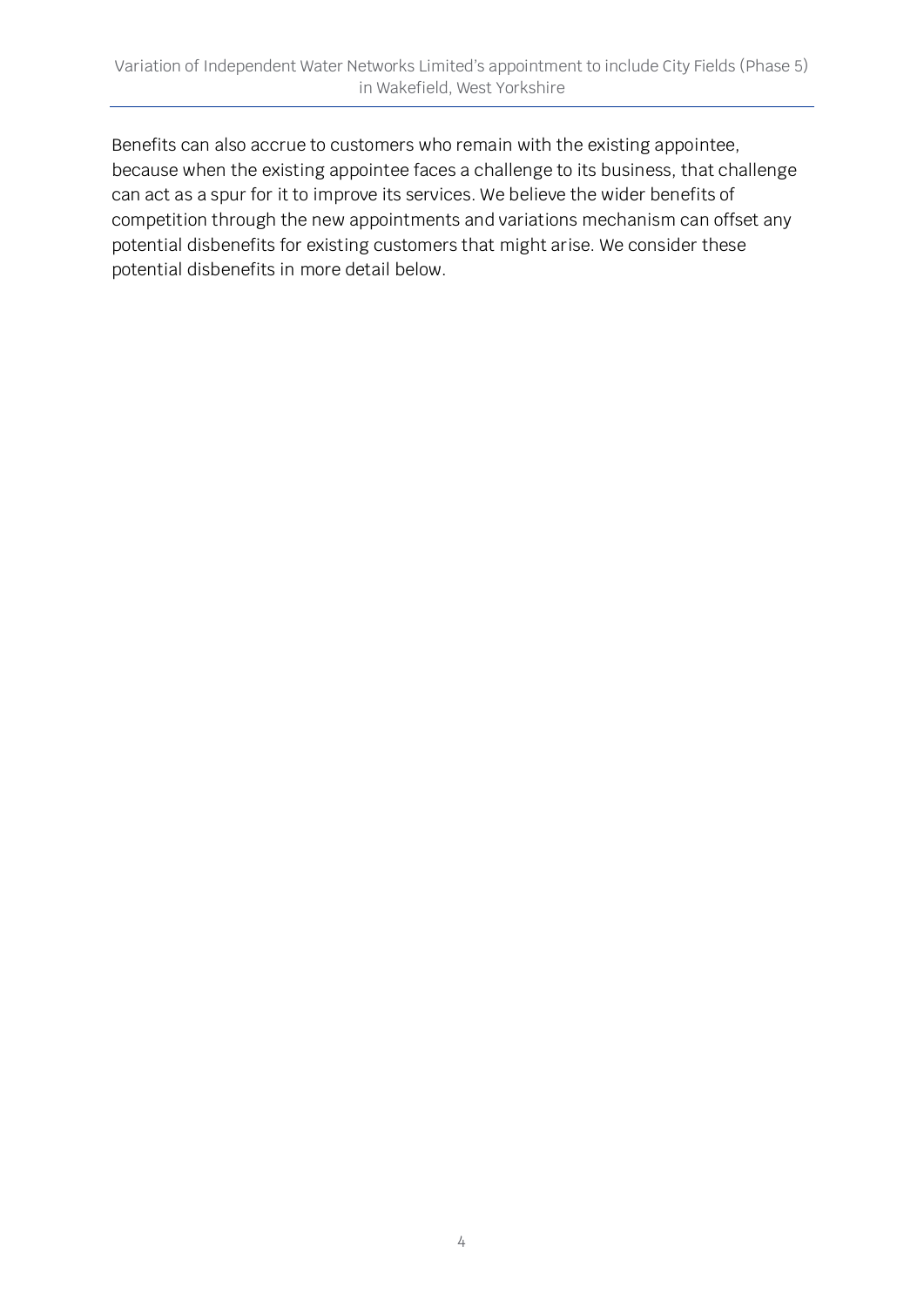Benefits can also accrue to customers who remain with the existing appointee, because when the existing appointee faces a challenge to its business, that challenge can act as a spur for it to improve its services. We believe the wider benefits of competition through the new appointments and variations mechanism can offset any potential disbenefits for existing customers that might arise. We consider these potential disbenefits in more detail below.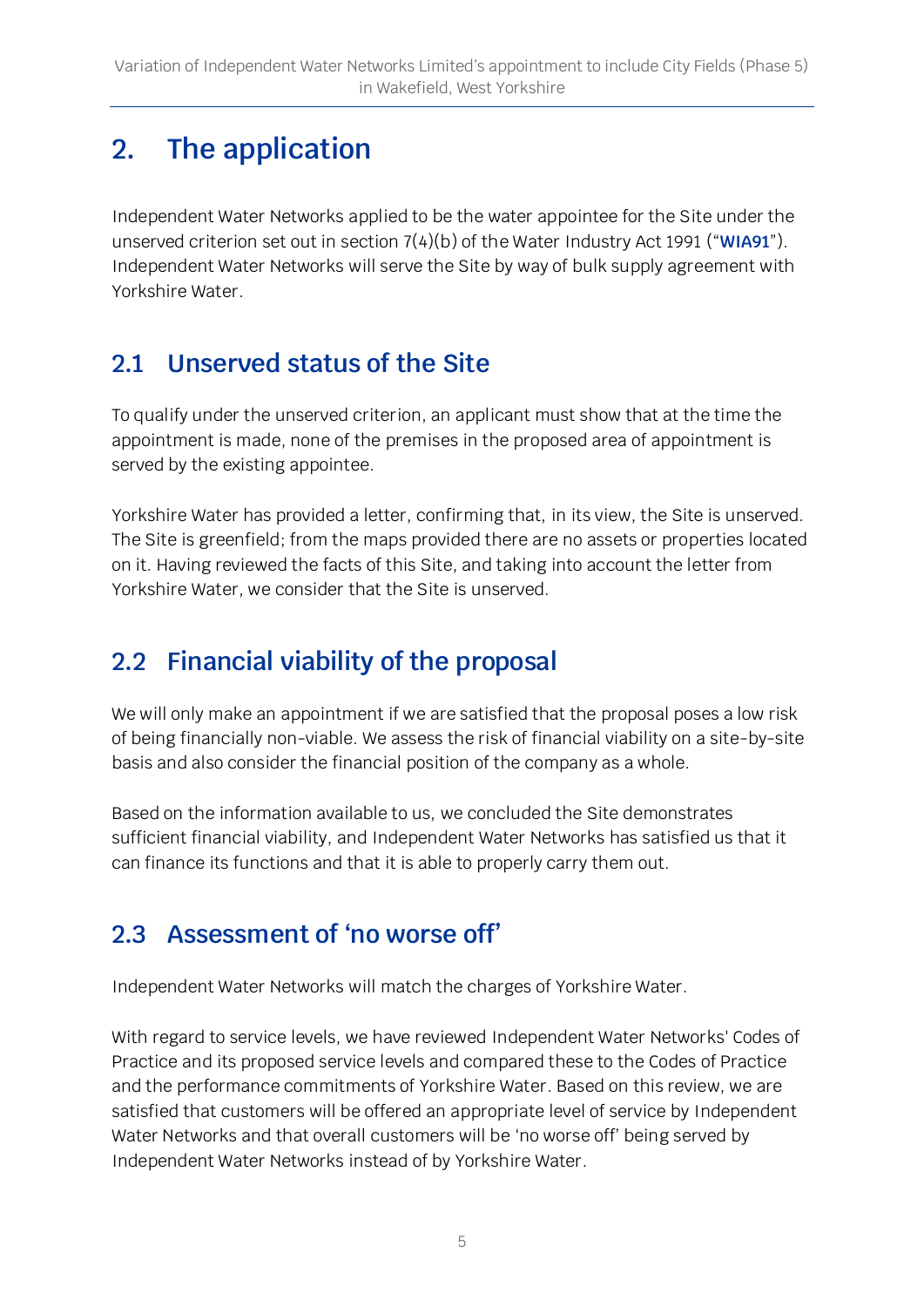## 2. The application

Independent Water Networks applied to be the water appointee for the Site under the unserved criterion set out in section 7(4)(b) of the Water Industry Act 1991 ("**WIA91**"). Independent Water Networks will serve the Site by way of bulk supply agreement with Yorkshire Water.

### 2.1 Unserved status of the Site

To qualify under the unserved criterion, an applicant must show that at the time the appointment is made, none of the premises in the proposed area of appointment is served by the existing appointee.

Yorkshire Water has provided a letter, confirming that, in its view, the Site is unserved. The Site is greenfield; from the maps provided there are no assets or properties located on it. Having reviewed the facts of this Site, and taking into account the letter from Yorkshire Water, we consider that the Site is unserved.

### 2.2 Financial viability of the proposal

We will only make an appointment if we are satisfied that the proposal poses a low risk of being financially non-viable. We assess the risk of financial viability on a site-by-site basis and also consider the financial position of the company as a whole.

Based on the information available to us, we concluded the Site demonstrates sufficient financial viability, and Independent Water Networks has satisfied us that it can finance its functions and that it is able to properly carry them out.

### 2.3 Assessment of 'no worse off'

Independent Water Networks will match the charges of Yorkshire Water.

With regard to service levels, we have reviewed Independent Water Networks' Codes of Practice and its proposed service levels and compared these to the Codes of Practice and the performance commitments of Yorkshire Water. Based on this review, we are satisfied that customers will be offered an appropriate level of service by Independent Water Networks and that overall customers will be 'no worse off' being served by Independent Water Networks instead of by Yorkshire Water.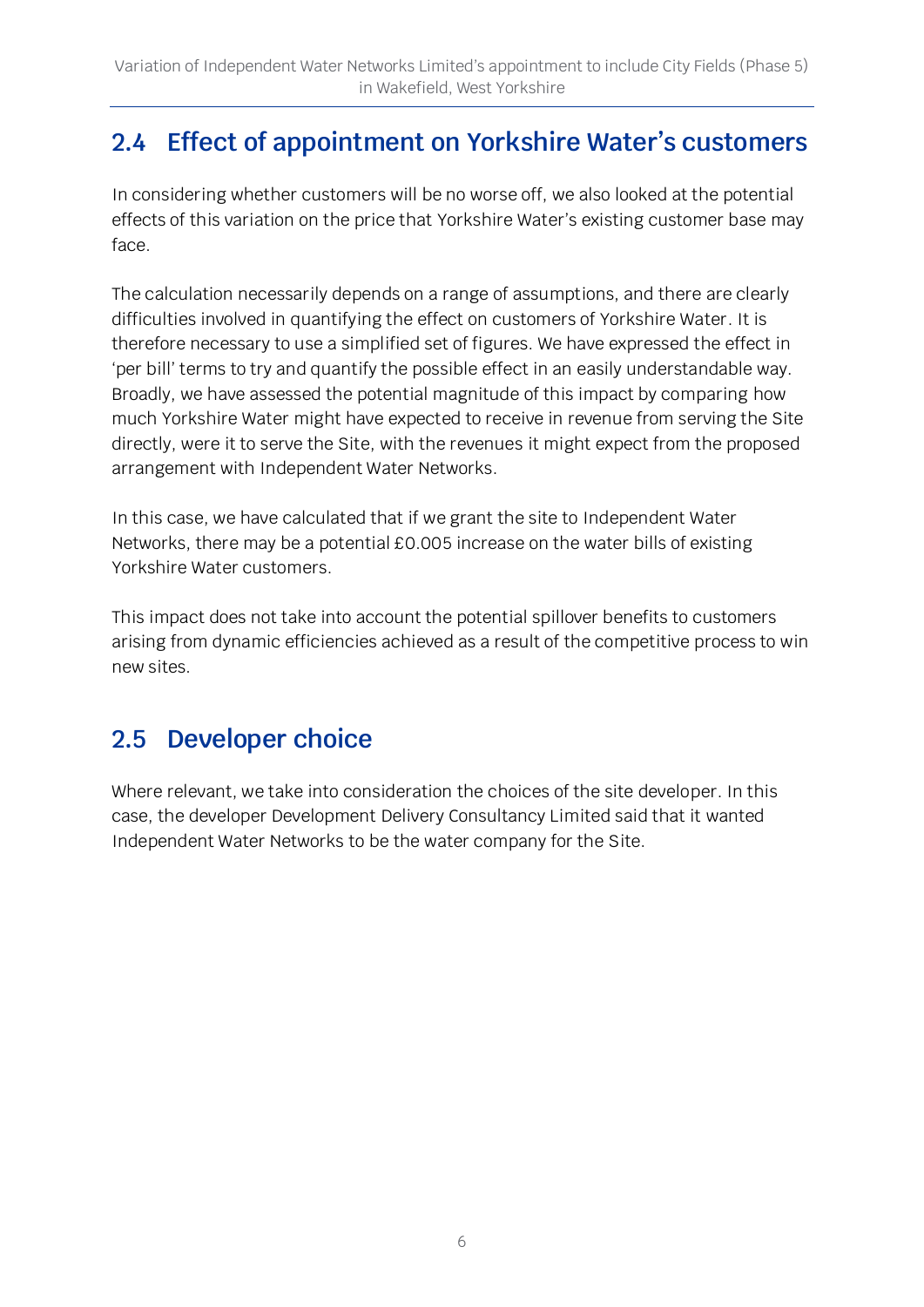## 2.4 Effect of appointment on Yorkshire Water's customers

In considering whether customers will be no worse off, we also looked at the potential effects of this variation on the price that Yorkshire Water's existing customer base may face.

The calculation necessarily depends on a range of assumptions, and there are clearly difficulties involved in quantifying the effect on customers of Yorkshire Water. It is therefore necessary to use a simplified set of figures. We have expressed the effect in 'per bill' terms to try and quantify the possible effect in an easily understandable way. Broadly, we have assessed the potential magnitude of this impact by comparing how much Yorkshire Water might have expected to receive in revenue from serving the Site directly, were it to serve the Site, with the revenues it might expect from the proposed arrangement with Independent Water Networks.

In this case, we have calculated that if we grant the site to Independent Water Networks, there may be a potential £0.005 increase on the water bills of existing Yorkshire Water customers.

This impact does not take into account the potential spillover benefits to customers arising from dynamic efficiencies achieved as a result of the competitive process to win new sites.

## 2.5 Developer choice

Where relevant, we take into consideration the choices of the site developer. In this case, the developer Development Delivery Consultancy Limited said that it wanted Independent Water Networks to be the water company for the Site.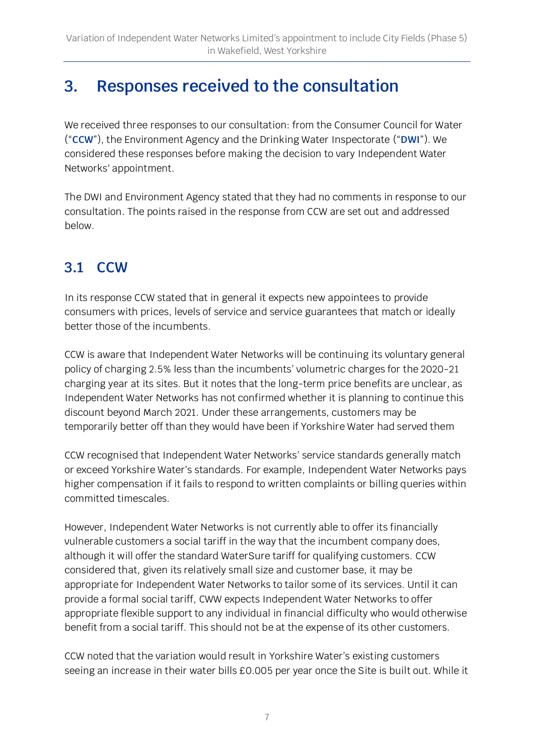## 3. Responses received to the consultation

We received three responses to our consultation: from the Consumer Council for Water ("**CCW**"), the Environment Agency and the Drinking Water Inspectorate ("**DWI**"). We considered these responses before making the decision to vary Independent Water Networks' appointment.

The DWI and Environment Agency stated that they had no comments in response to our consultation. The points raised in the response from CCW are set out and addressed below.

### 3.1 CCW

In its response CCW stated that in general it expects new appointees to provide consumers with prices, levels of service and service guarantees that match or ideally better those of the incumbents.

CCW is aware that Independent Water Networks will be continuing its voluntary general policy of charging 2.5% less than the incumbents' volumetric charges for the 2020-21 charging year at its sites. But it notes that the long-term price benefits are unclear, as Independent Water Networks has not confirmed whether it is planning to continue this discount beyond March 2021. Under these arrangements, customers may be temporarily better off than they would have been if Yorkshire Water had served them

CCW recognised that Independent Water Networks' service standards generally match or exceed Yorkshire Water's standards. For example, Independent Water Networks pays higher compensation if it fails to respond to written complaints or billing queries within committed timescales.

However, Independent Water Networks is not currently able to offer its financially vulnerable customers a social tariff in the way that the incumbent company does, although it will offer the standard WaterSure tariff for qualifying customers. CCW considered that, given its relatively small size and customer base, it may be appropriate for Independent Water Networks to tailor some of its services. Until it can provide a formal social tariff, CWW expects Independent Water Networks to offer appropriate flexible support to any individual in financial difficulty who would otherwise benefit from a social tariff. This should not be at the expense of its other customers.

CCW noted that the variation would result in Yorkshire Water's existing customers seeing an increase in their water bills £0.005 per year once the Site is built out. While it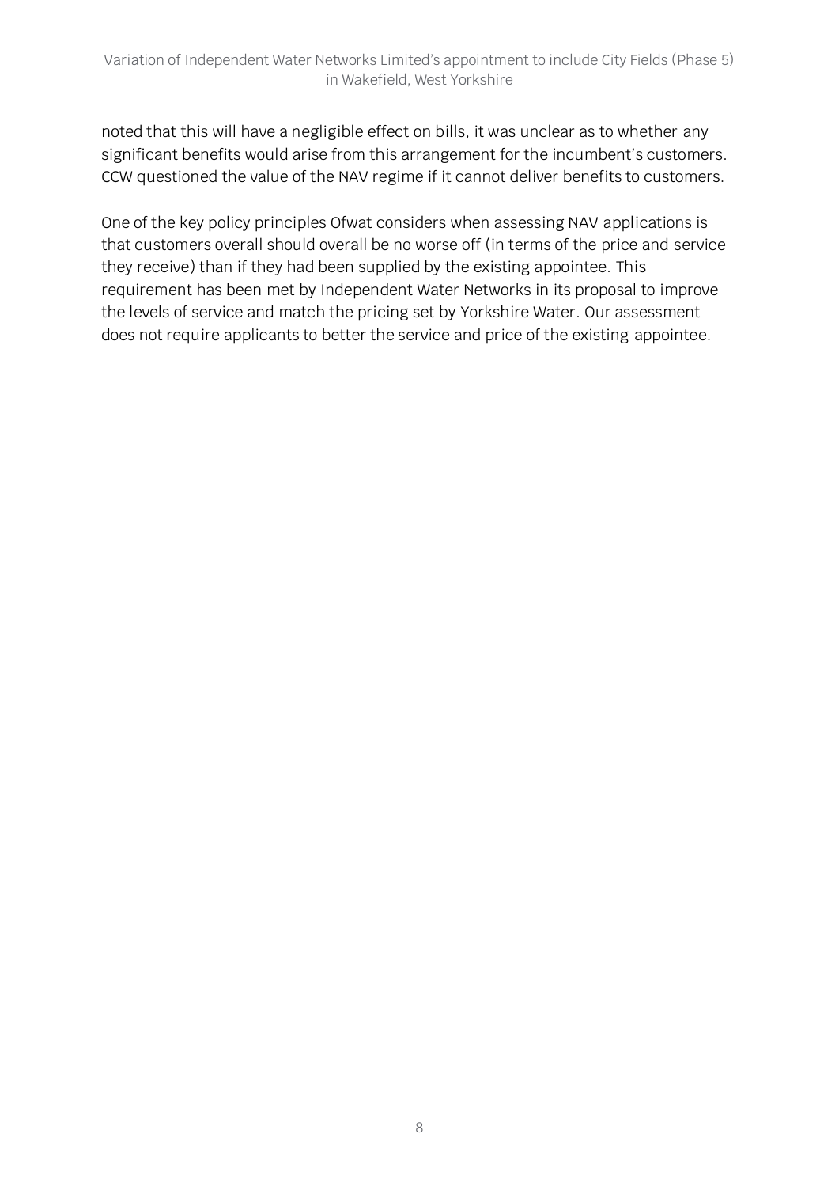noted that this will have a negligible effect on bills, it was unclear as to whether any significant benefits would arise from this arrangement for the incumbent's customers. CCW questioned the value of the NAV regime if it cannot deliver benefits to customers.

One of the key policy principles Ofwat considers when assessing NAV applications is that customers overall should overall be no worse off (in terms of the price and service they receive) than if they had been supplied by the existing appointee. This requirement has been met by Independent Water Networks in its proposal to improve the levels of service and match the pricing set by Yorkshire Water. Our assessment does not require applicants to better the service and price of the existing appointee.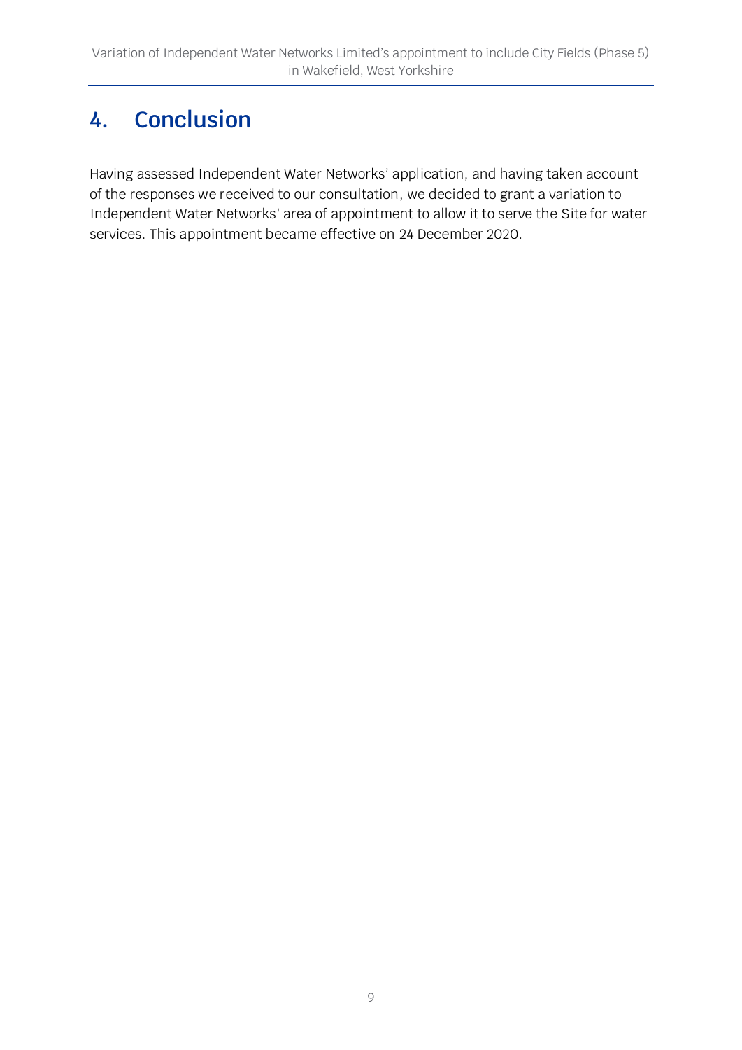# 4. Conclusion

Having assessed Independent Water Networks' application, and having taken account of the responses we received to our consultation, we decided to grant a variation to Independent Water Networks' area of appointment to allow it to serve the Site for water services. This appointment became effective on 24 December 2020.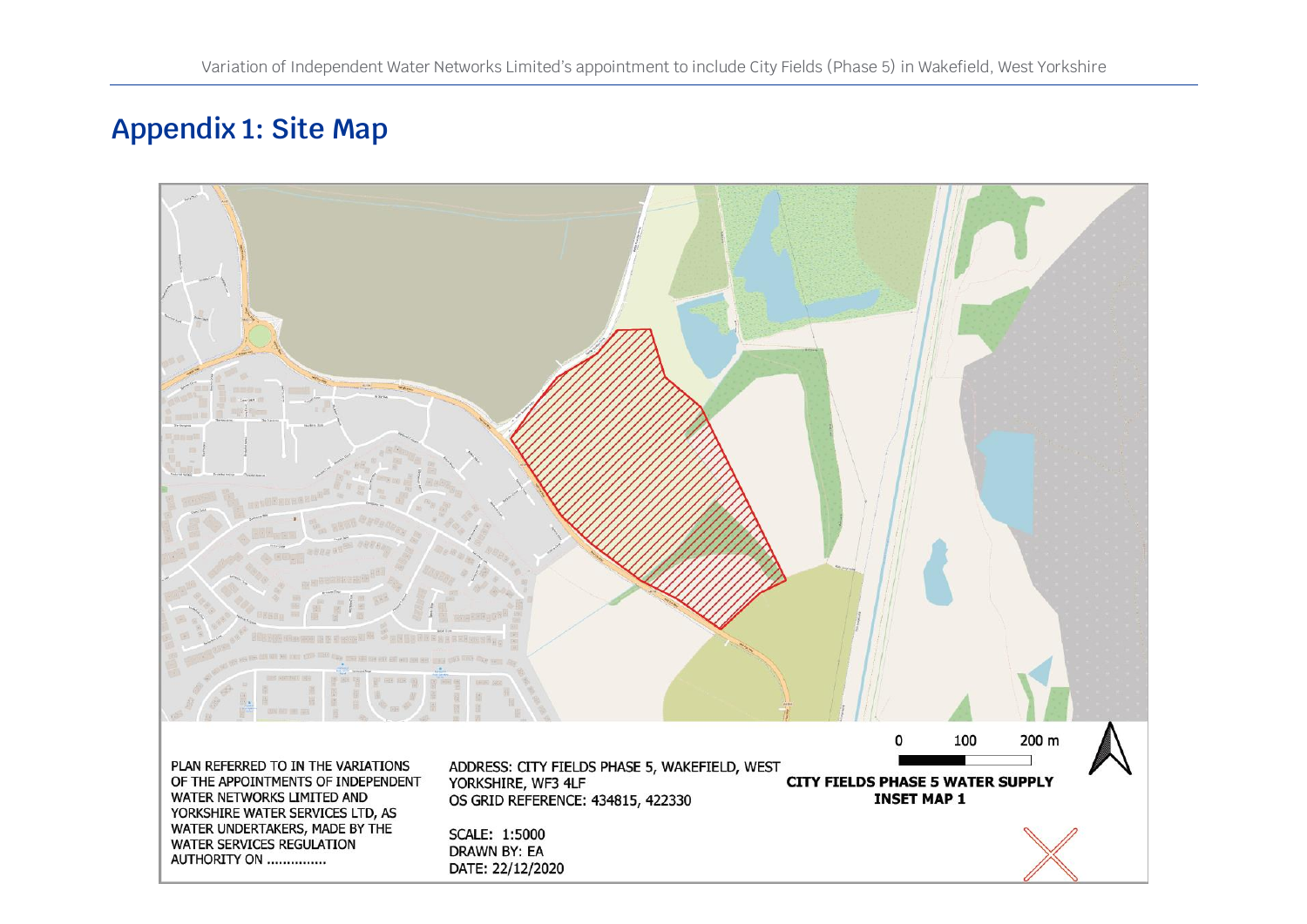## Appendix 1: Site Map

PLAN REFERRED TO IN THE VARIATIONS OF THE APPOINTMENTS OF INDEPENDENT WATER NETWORKS LIMITED AND YORKSHIRE WATER SERVICES LTD, AS WATER UNDERTAKERS, MADE BY THE WATER SERVICES REGULATION AUTHORITY ON ..............

ADDRESS: CITY FIELDS PHASE 5, WAKEFIELD, WEST YORKSHIRE, WF3 4LF
OS GRID REFERENCE: 434815, 422330

SCALE: 1:5000
DRAWN BY: EA
DATE: 22/12/2020

0 100 200 m

**CITY FIELDS PHASE 5 WATER SUPPLY INSET MAP 1**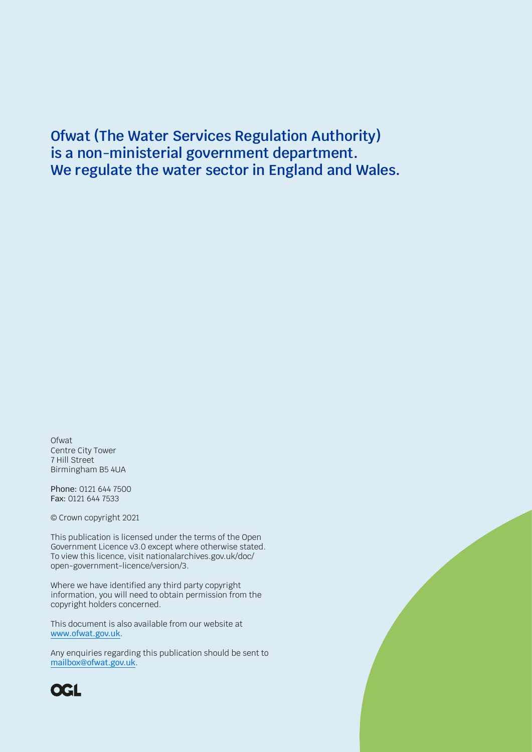**Ofwat (The Water Services Regulation Authority) is a non-ministerial government department. We regulate the water sector in England and Wales.**

Ofwat
Centre City Tower
7 Hill Street
Birmingham B5 4UA

Phone: 0121 644 7500
Fax: 0121 644 7533

© Crown copyright 2021

This publication is licensed under the terms of the Open Government Licence v3.0 except where otherwise stated. To view this licence, visit nationalarchives.gov.uk/doc/open-government-licence/version/3.

Where we have identified any third party copyright information, you will need to obtain permission from the copyright holders concerned.

This document is also available from our website at www.ofwat.gov.uk.

Any enquiries regarding this publication should be sent to mailbox@ofwat.gov.uk.

OGL